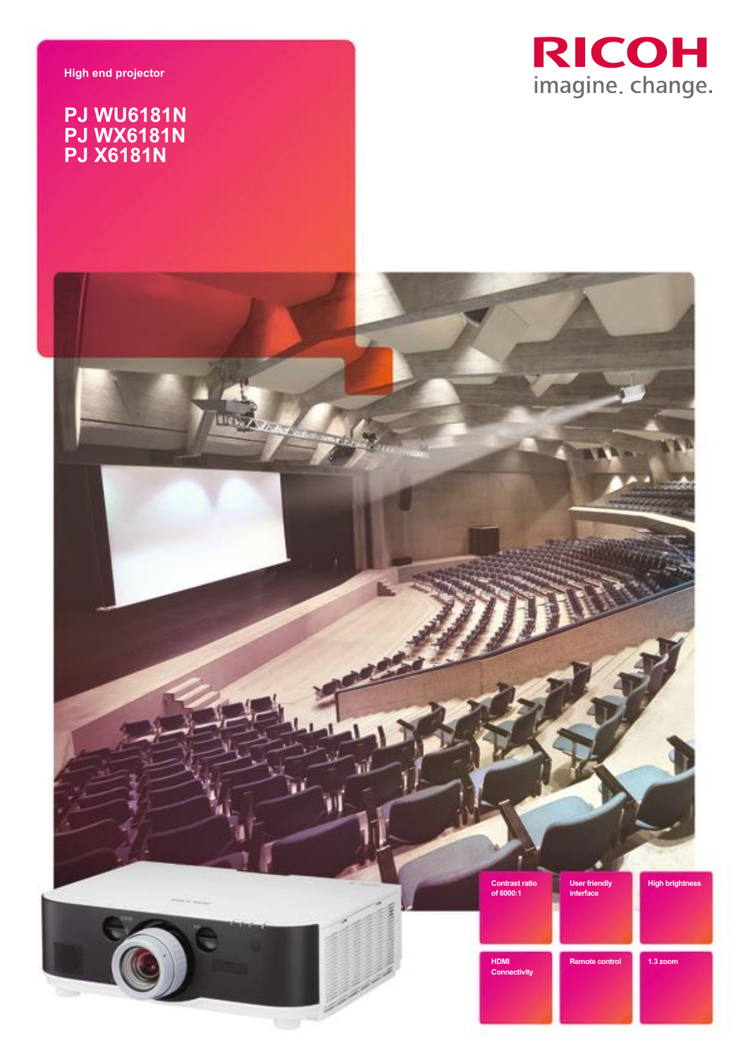High end projector

# PJ WU6181N
# PJ WX6181N
# PJ X6181N

RICOH
imagine. change.

- Contrast ratio of 6000:1
- User friendly interface
- High brightness
- HDMI Connectivity
- Remote control
- 1.3 zoom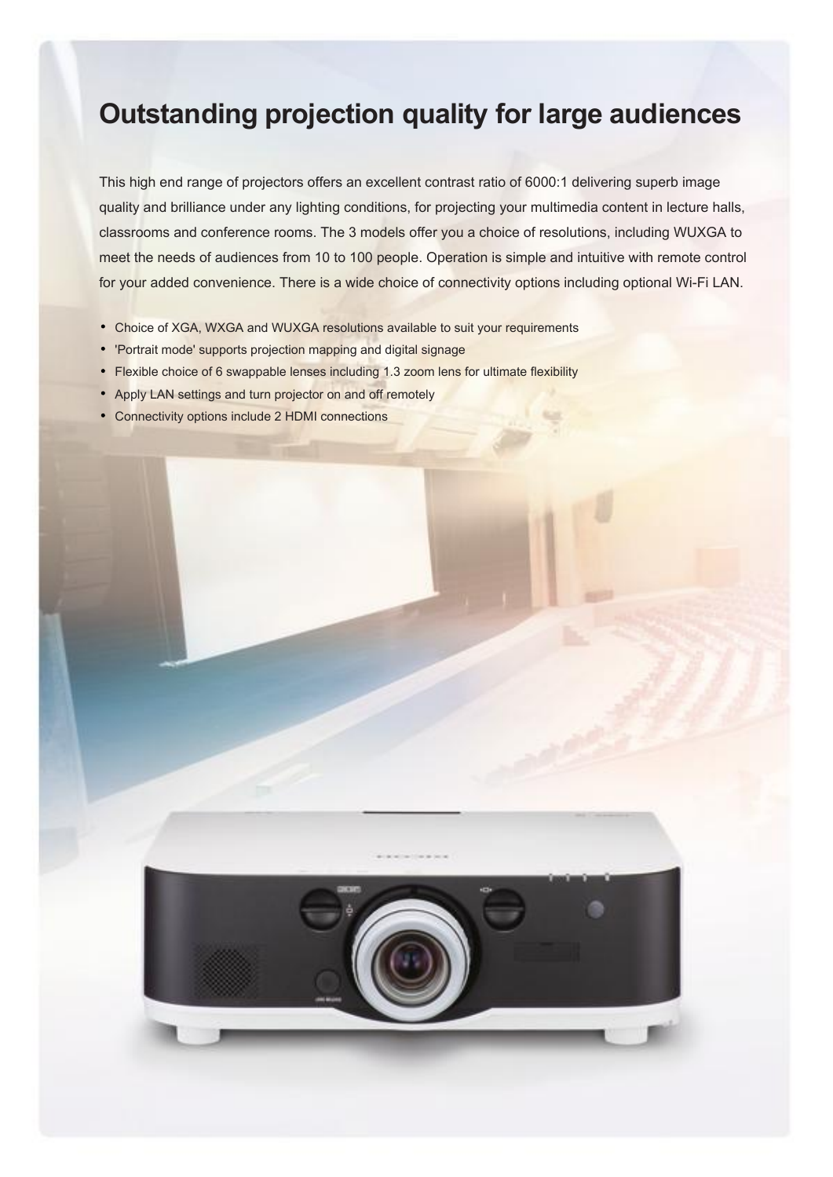# Outstanding projection quality for large audiences

This high end range of projectors offers an excellent contrast ratio of 6000:1 delivering superb image quality and brilliance under any lighting conditions, for projecting your multimedia content in lecture halls, classrooms and conference rooms. The 3 models offer you a choice of resolutions, including WUXGA to meet the needs of audiences from 10 to 100 people. Operation is simple and intuitive with remote control for your added convenience. There is a wide choice of connectivity options including optional Wi-Fi LAN.

- Choice of XGA, WXGA and WUXGA resolutions available to suit your requirements
- 'Portrait mode' supports projection mapping and digital signage
- Flexible choice of 6 swappable lenses including 1.3 zoom lens for ultimate flexibility
- Apply LAN settings and turn projector on and off remotely
- Connectivity options include 2 HDMI connections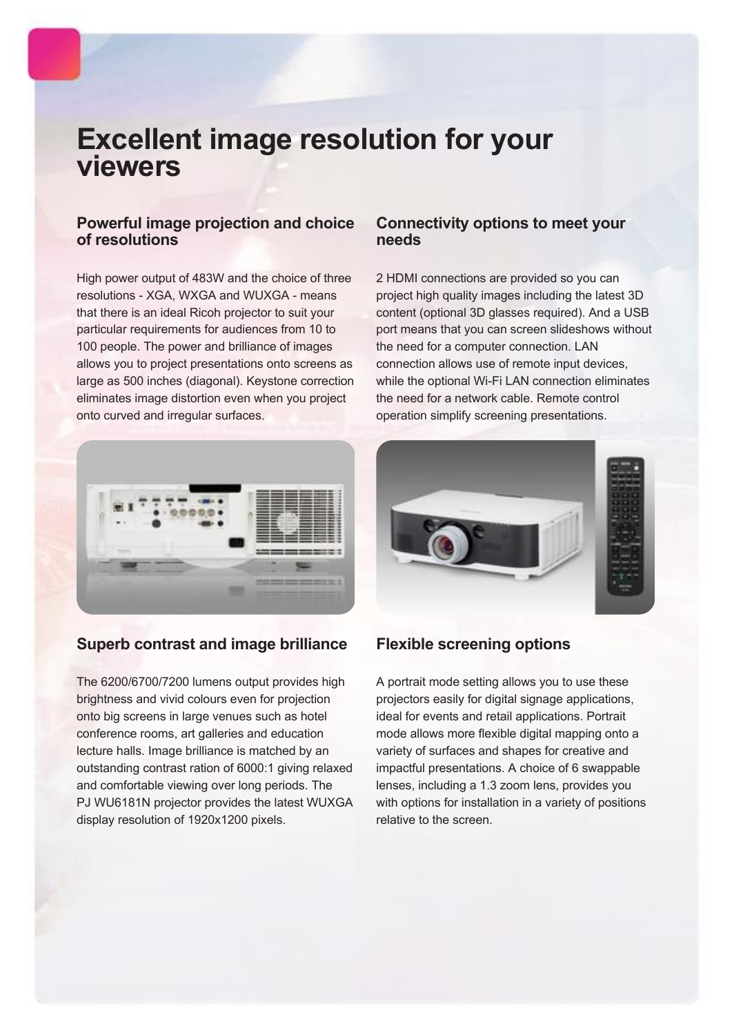# Excellent image resolution for your viewers

## Powerful image projection and choice of resolutions

High power output of 483W and the choice of three resolutions - XGA, WXGA and WUXGA - means that there is an ideal Ricoh projector to suit your particular requirements for audiences from 10 to 100 people. The power and brilliance of images allows you to project presentations onto screens as large as 500 inches (diagonal). Keystone correction eliminates image distortion even when you project onto curved and irregular surfaces.

## Connectivity options to meet your needs

2 HDMI connections are provided so you can project high quality images including the latest 3D content (optional 3D glasses required). And a USB port means that you can screen slideshows without the need for a computer connection. LAN connection allows use of remote input devices, while the optional Wi-Fi LAN connection eliminates the need for a network cable. Remote control operation simplify screening presentations.

## Superb contrast and image brilliance

The 6200/6700/7200 lumens output provides high brightness and vivid colours even for projection onto big screens in large venues such as hotel conference rooms, art galleries and education lecture halls. Image brilliance is matched by an outstanding contrast ration of 6000:1 giving relaxed and comfortable viewing over long periods. The PJ WU6181N projector provides the latest WUXGA display resolution of 1920x1200 pixels.

## Flexible screening options

A portrait mode setting allows you to use these projectors easily for digital signage applications, ideal for events and retail applications. Portrait mode allows more flexible digital mapping onto a variety of surfaces and shapes for creative and impactful presentations. A choice of 6 swappable lenses, including a 1.3 zoom lens, provides you with options for installation in a variety of positions relative to the screen.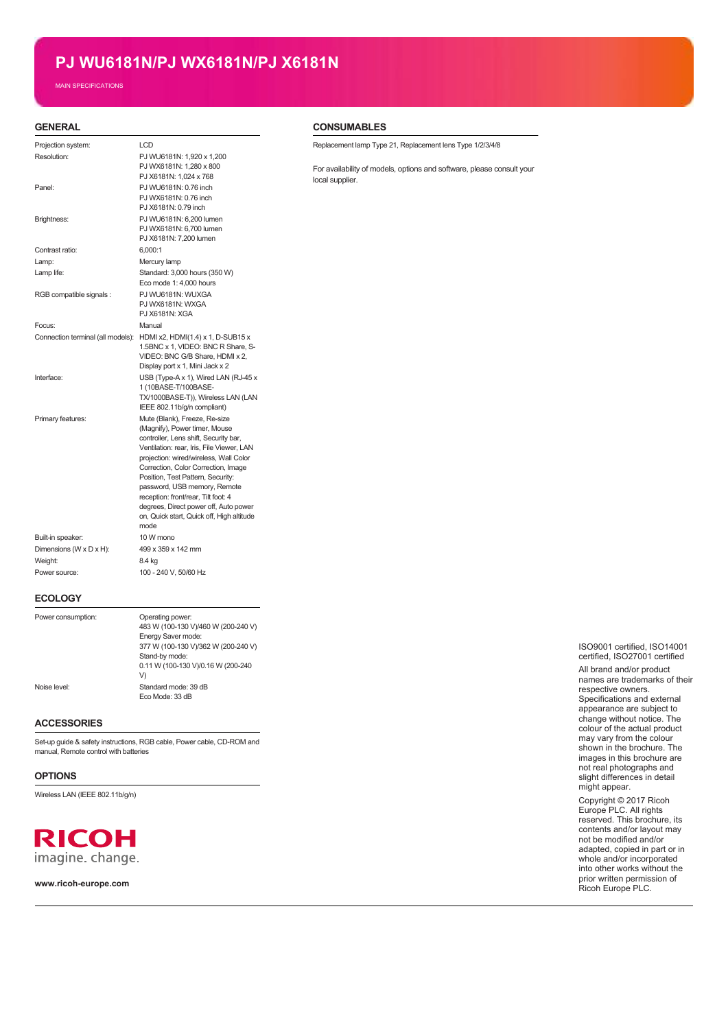# PJ WU6181N/PJ WX6181N/PJ X6181N

MAIN SPECIFICATIONS

## GENERAL

| | |
|---|---|
| Projection system: | LCD |
| Resolution: | PJ WU6181N: 1,920 x 1,200<br>PJ WX6181N: 1,280 x 800<br>PJ X6181N: 1,024 x 768 |
| Panel: | PJ WU6181N: 0.76 inch<br>PJ WX6181N: 0.76 inch<br>PJ X6181N: 0.79 inch |
| Brightness: | PJ WU6181N: 6,200 lumen<br>PJ WX6181N: 6,700 lumen<br>PJ X6181N: 7,200 lumen |
| Contrast ratio: | 6,000:1 |
| Lamp: | Mercury lamp |
| Lamp life: | Standard: 3,000 hours (350 W)<br>Eco mode 1: 4,000 hours |
| RGB compatible signals : | PJ WU6181N: WUXGA<br>PJ WX6181N: WXGA<br>PJ X6181N: XGA |
| Focus: | Manual |
| Connection terminal (all models): | HDMI x2, HDMI(1.4) x 1, D-SUB15 x 1.5BNC x 1, VIDEO: BNC R Share, S-VIDEO: BNC G/B Share, HDMI x 2, Display port x 1, Mini Jack x 2 |
| Interface: | USB (Type-A x 1), Wired LAN (RJ-45 x 1 (10BASE-T/100BASE-TX/1000BASE-T)), Wireless LAN (LAN IEEE 802.11b/g/n compliant) |
| Primary features: | Mute (Blank), Freeze, Re-size (Magnify), Power timer, Mouse controller, Lens shift, Security bar, Ventilation: rear, Iris, File Viewer, LAN projection: wired/wireless, Wall Color Correction, Color Correction, Image Position, Test Pattern, Security: password, USB memory, Remote reception: front/rear, Tilt foot: 4 degrees, Direct power off, Auto power on, Quick start, Quick off, High altitude mode |
| Built-in speaker: | 10 W mono |
| Dimensions (W x D x H): | 499 x 359 x 142 mm |
| Weight: | 8.4 kg |
| Power source: | 100 - 240 V, 50/60 Hz |

## ECOLOGY

| | |
|---|---|
| Power consumption: | Operating power:<br>483 W (100-130 V)/460 W (200-240 V)<br>Energy Saver mode:<br>377 W (100-130 V)/362 W (200-240 V)<br>Stand-by mode:<br>0.11 W (100-130 V)/0.16 W (200-240 V) |
| Noise level: | Standard mode: 39 dB<br>Eco Mode: 33 dB |

## ACCESSORIES

Set-up guide & safety instructions, RGB cable, Power cable, CD-ROM and manual, Remote control with batteries

## OPTIONS

Wireless LAN (IEEE 802.11b/g/n)

## CONSUMABLES

Replacement lamp Type 21, Replacement lens Type 1/2/3/4/8

For availability of models, options and software, please consult your local supplier.

RICOH
imagine. change.

**www.ricoh-europe.com**

ISO9001 certified, ISO14001 certified, ISO27001 certified

All brand and/or product names are trademarks of their respective owners. Specifications and external appearance are subject to change without notice. The colour of the actual product may vary from the colour shown in the brochure. The images in this brochure are not real photographs and slight differences in detail might appear.

Copyright © 2017 Ricoh Europe PLC. All rights reserved. This brochure, its contents and/or layout may not be modified and/or adapted, copied in part or in whole and/or incorporated into other works without the prior written permission of Ricoh Europe PLC.